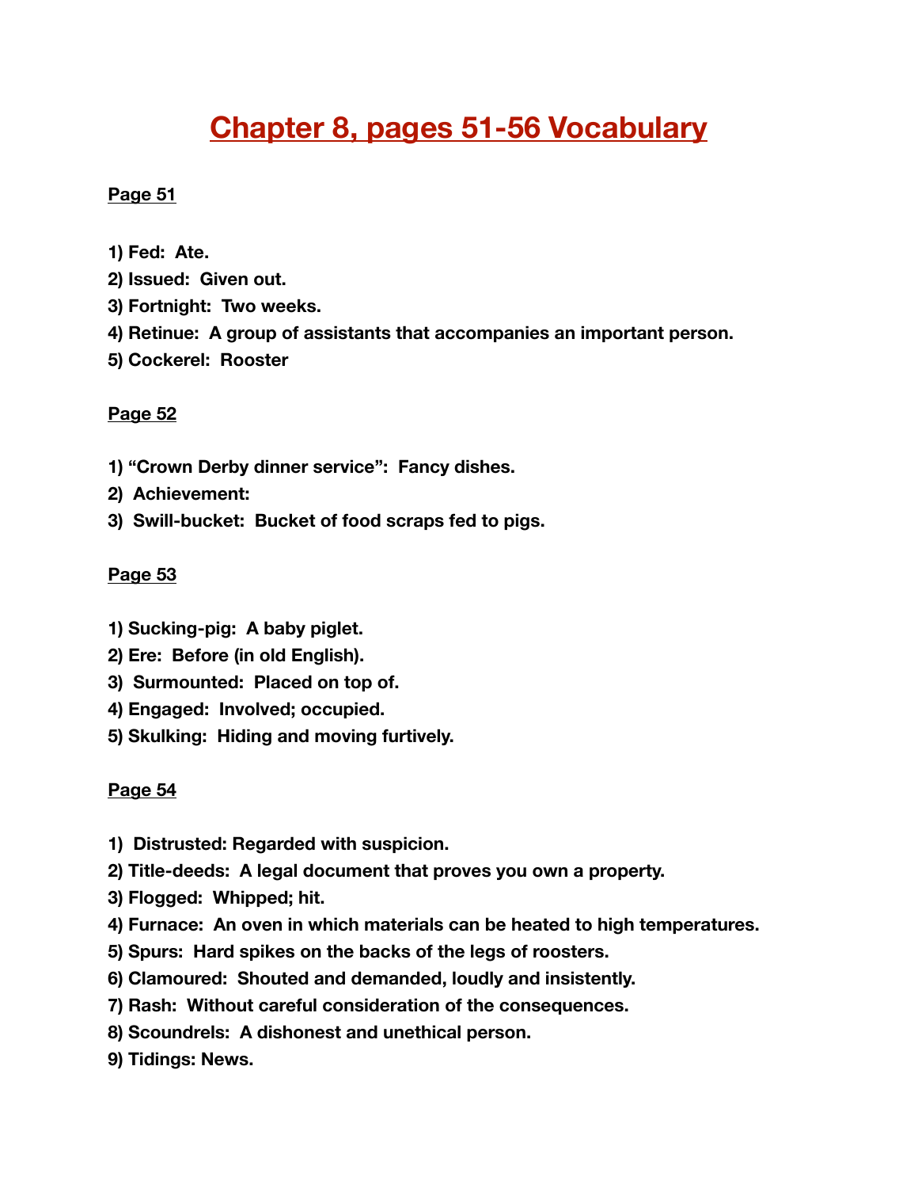# Chapter 8, pages 51-56 Vocabulary

**Page 51**

**1) Fed: Ate.**
**2) Issued: Given out.**
**3) Fortnight: Two weeks.**
**4) Retinue: A group of assistants that accompanies an important person.**
**5) Cockerel: Rooster**

**Page 52**

**1) "Crown Derby dinner service": Fancy dishes.**
**2) Achievement:**
**3) Swill-bucket: Bucket of food scraps fed to pigs.**

**Page 53**

**1) Sucking-pig: A baby piglet.**
**2) Ere: Before (in old English).**
**3) Surmounted: Placed on top of.**
**4) Engaged: Involved; occupied.**
**5) Skulking: Hiding and moving furtively.**

**Page 54**

**1) Distrusted: Regarded with suspicion.**
**2) Title-deeds: A legal document that proves you own a property.**
**3) Flogged: Whipped; hit.**
**4) Furnace: An oven in which materials can be heated to high temperatures.**
**5) Spurs: Hard spikes on the backs of the legs of roosters.**
**6) Clamoured: Shouted and demanded, loudly and insistently.**
**7) Rash: Without careful consideration of the consequences.**
**8) Scoundrels: A dishonest and unethical person.**
**9) Tidings: News.**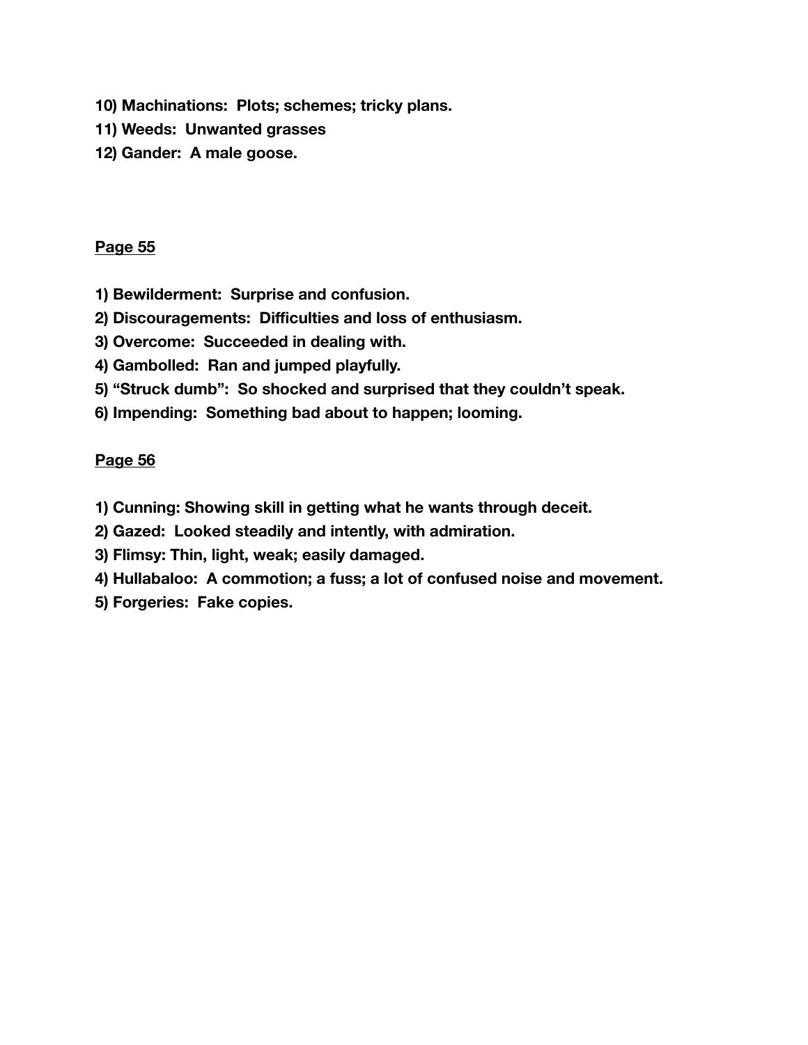**10) Machinations: Plots; schemes; tricky plans.**
**11) Weeds: Unwanted grasses**
**12) Gander: A male goose.**

**<u>Page 55</u>**

**1) Bewilderment: Surprise and confusion.**
**2) Discouragements: Difficulties and loss of enthusiasm.**
**3) Overcome: Succeeded in dealing with.**
**4) Gambolled: Ran and jumped playfully.**
**5) "Struck dumb": So shocked and surprised that they couldn't speak.**
**6) Impending: Something bad about to happen; looming.**

**<u>Page 56</u>**

**1) Cunning: Showing skill in getting what he wants through deceit.**
**2) Gazed: Looked steadily and intently, with admiration.**
**3) Flimsy: Thin, light, weak; easily damaged.**
**4) Hullabaloo: A commotion; a fuss; a lot of confused noise and movement.**
**5) Forgeries: Fake copies.**